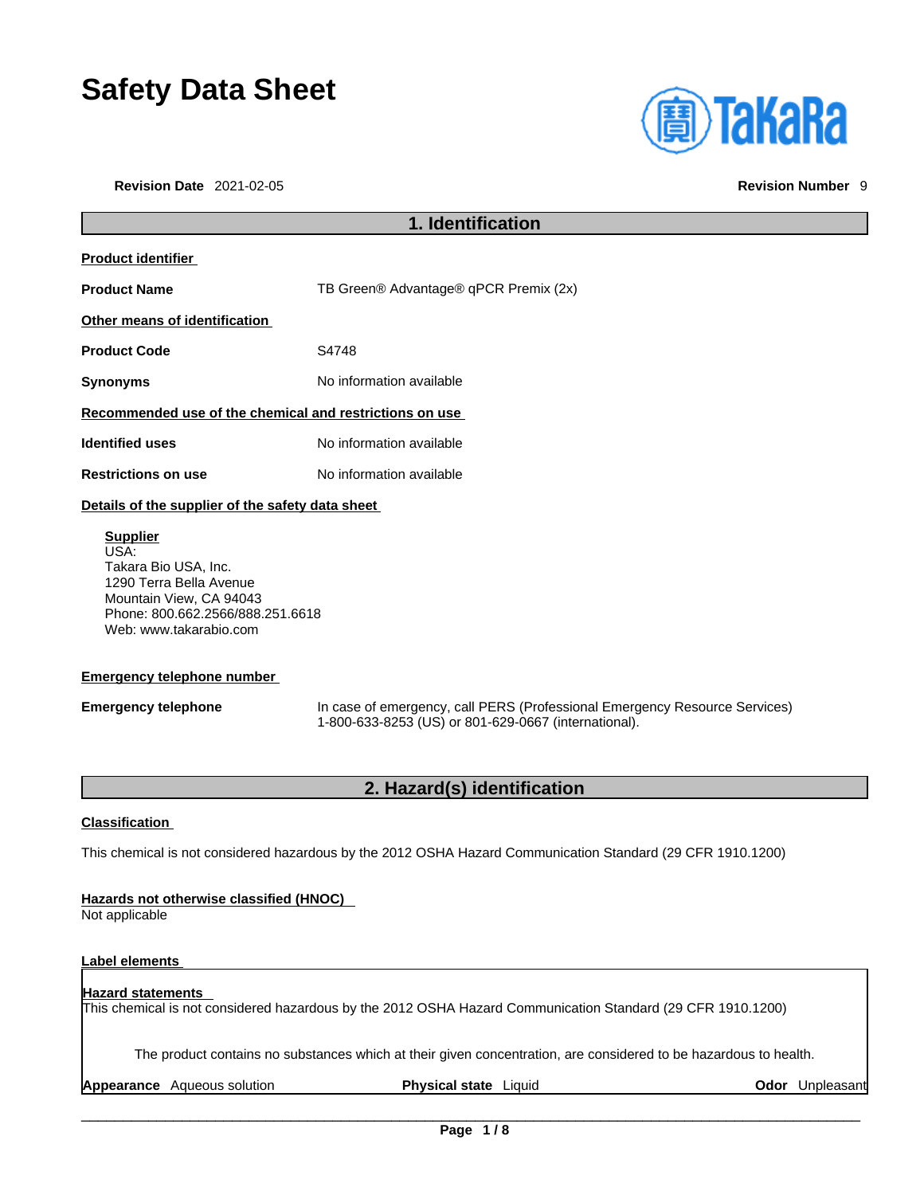# Safety Data Sheet

**Revision Date** 2021-02-05 **Revision Number** 9

## 1. Identification

**Product identifier**

**Product Name** TB Green® Advantage® qPCR Premix (2x)

**Other means of identification**

**Product Code** S4748

**Synonyms** No information available

**Recommended use of the chemical and restrictions on use**

**Identified uses** No information available

**Restrictions on use** No information available

**Details of the supplier of the safety data sheet**

**Supplier**
USA:
Takara Bio USA, Inc.
1290 Terra Bella Avenue
Mountain View, CA 94043
Phone: 800.662.2566/888.251.6618
Web: www.takarabio.com

**Emergency telephone number**

**Emergency telephone** In case of emergency, call PERS (Professional Emergency Resource Services) 1-800-633-8253 (US) or 801-629-0667 (international).

## 2. Hazard(s) identification

**Classification**

This chemical is not considered hazardous by the 2012 OSHA Hazard Communication Standard (29 CFR 1910.1200)

**Hazards not otherwise classified (HNOC)**
Not applicable

**Label elements**

**Hazard statements**
This chemical is not considered hazardous by the 2012 OSHA Hazard Communication Standard (29 CFR 1910.1200)

The product contains no substances which at their given concentration, are considered to be hazardous to health.

**Appearance** Aqueous solution **Physical state** Liquid **Odor** Unpleasant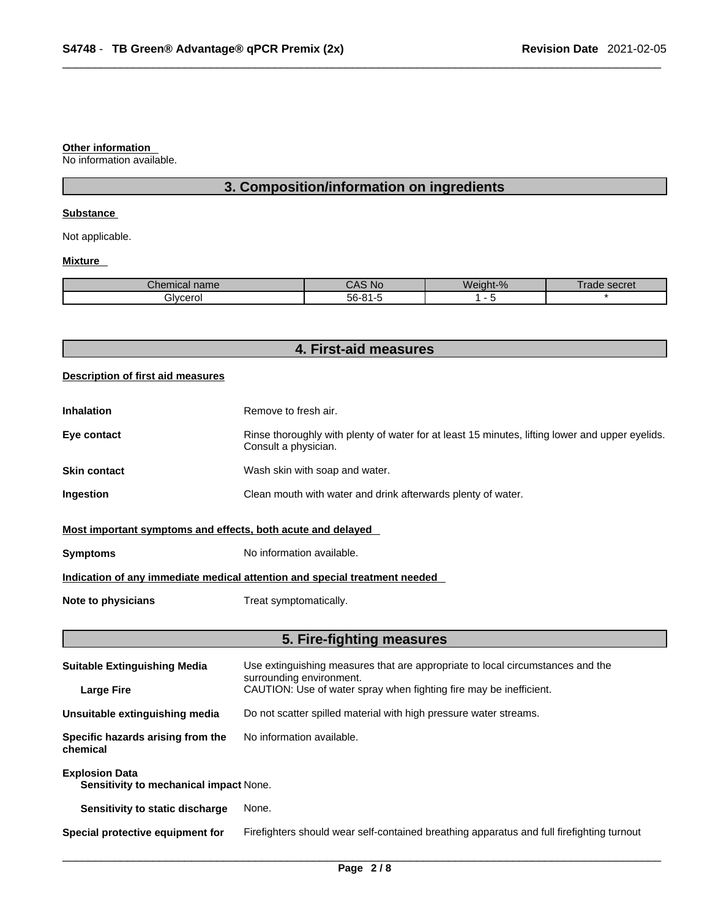**Other information**

No information available.

## 3. Composition/information on ingredients

**Substance**

Not applicable.

**Mixture**

| Chemical name | CAS No | Weight-% | Trade secret |
|---|---|---|---|
| Glycerol | 56-81-5 | 1 - 5 | * |

## 4. First-aid measures

**Description of first aid measures**

**Inhalation** Remove to fresh air.

**Eye contact** Rinse thoroughly with plenty of water for at least 15 minutes, lifting lower and upper eyelids. Consult a physician.

**Skin contact** Wash skin with soap and water.

**Ingestion** Clean mouth with water and drink afterwards plenty of water.

**Most important symptoms and effects, both acute and delayed**

**Symptoms** No information available.

**Indication of any immediate medical attention and special treatment needed**

**Note to physicians** Treat symptomatically.

## 5. Fire-fighting measures

**Suitable Extinguishing Media** Use extinguishing measures that are appropriate to local circumstances and the surrounding environment.

**Large Fire** CAUTION: Use of water spray when fighting fire may be inefficient.

**Unsuitable extinguishing media** Do not scatter spilled material with high pressure water streams.

**Specific hazards arising from the chemical** No information available.

**Explosion Data**

**Sensitivity to mechanical impact** None.

**Sensitivity to static discharge** None.

**Special protective equipment for** Firefighters should wear self-contained breathing apparatus and full firefighting turnout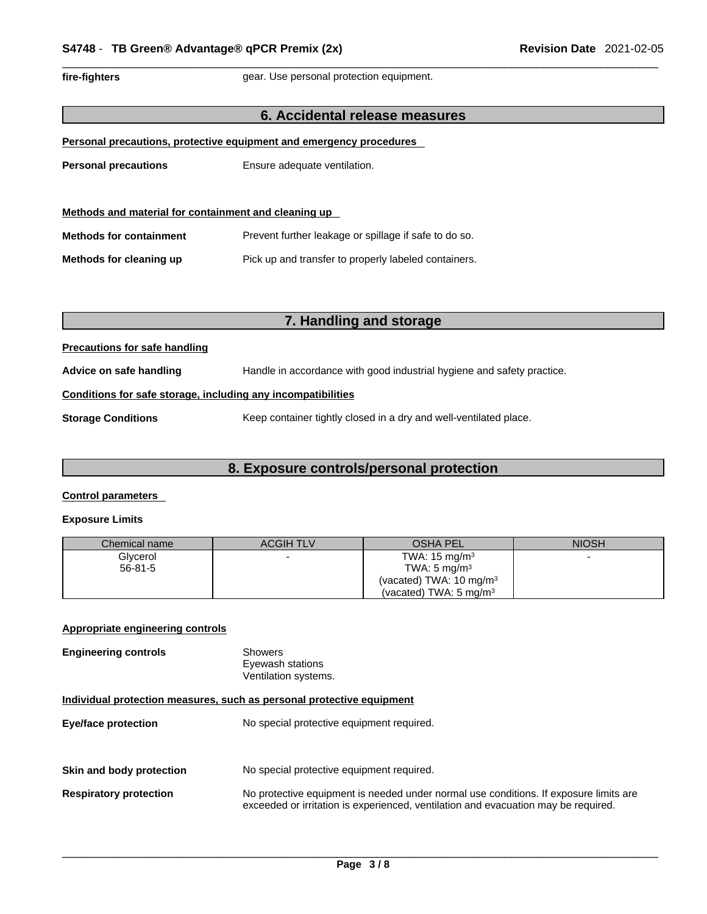| **fire-fighters** | gear. Use personal protection equipment. |
|---|---|

## 6. Accidental release measures

**Personal precautions, protective equipment and emergency procedures**

**Personal precautions** Ensure adequate ventilation.

**Methods and material for containment and cleaning up**

**Methods for containment** Prevent further leakage or spillage if safe to do so.

**Methods for cleaning up** Pick up and transfer to properly labeled containers.

## 7. Handling and storage

**Precautions for safe handling**

**Advice on safe handling** Handle in accordance with good industrial hygiene and safety practice.

**Conditions for safe storage, including any incompatibilities**

**Storage Conditions** Keep container tightly closed in a dry and well-ventilated place.

## 8. Exposure controls/personal protection

**Control parameters**

**Exposure Limits**

| Chemical name | ACGIH TLV | OSHA PEL | NIOSH |
|---|---|---|---|
| Glycerol<br>56-81-5 | - | TWA: 15 mg/m³<br>TWA: 5 mg/m³<br>(vacated) TWA: 10 mg/m³<br>(vacated) TWA: 5 mg/m³ | - |

**Appropriate engineering controls**

**Engineering controls** Showers
Eyewash stations
Ventilation systems.

**Individual protection measures, such as personal protective equipment**

**Eye/face protection** No special protective equipment required.

**Skin and body protection** No special protective equipment required.

**Respiratory protection** No protective equipment is needed under normal use conditions. If exposure limits are exceeded or irritation is experienced, ventilation and evacuation may be required.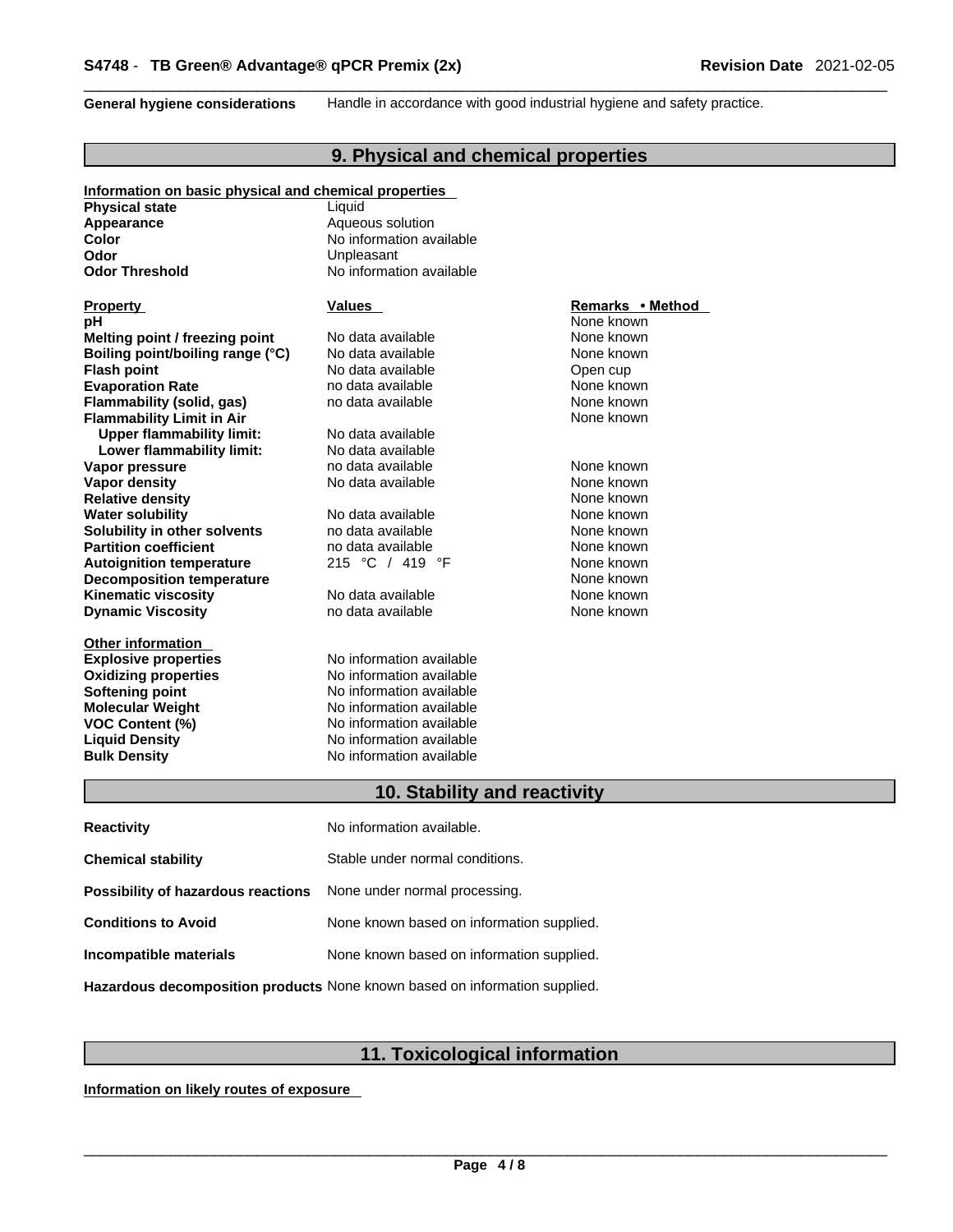**General hygiene considerations** Handle in accordance with good industrial hygiene and safety practice.

## 9. Physical and chemical properties

**Information on basic physical and chemical properties**

| | |
|---|---|
| **Physical state** | Liquid |
| **Appearance** | Aqueous solution |
| **Color** | No information available |
| **Odor** | Unpleasant |
| **Odor Threshold** | No information available |

| Property | Values | Remarks • Method |
|---|---|---|
| **pH** | | None known |
| **Melting point / freezing point** | No data available | None known |
| **Boiling point/boiling range (°C)** | No data available | None known |
| **Flash point** | No data available | Open cup |
| **Evaporation Rate** | no data available | None known |
| **Flammability (solid, gas)** | no data available | None known |
| **Flammability Limit in Air** | | None known |
| **Upper flammability limit:** | No data available | |
| **Lower flammability limit:** | No data available | |
| **Vapor pressure** | no data available | None known |
| **Vapor density** | No data available | None known |
| **Relative density** | | None known |
| **Water solubility** | No data available | None known |
| **Solubility in other solvents** | no data available | None known |
| **Partition coefficient** | no data available | None known |
| **Autoignition temperature** | 215 °C / 419 °F | None known |
| **Decomposition temperature** | | None known |
| **Kinematic viscosity** | No data available | None known |
| **Dynamic Viscosity** | no data available | None known |

**Other information**

| | |
|---|---|
| **Explosive properties** | No information available |
| **Oxidizing properties** | No information available |
| **Softening point** | No information available |
| **Molecular Weight** | No information available |
| **VOC Content (%)** | No information available |
| **Liquid Density** | No information available |
| **Bulk Density** | No information available |

## 10. Stability and reactivity

| | |
|---|---|
| **Reactivity** | No information available. |
| **Chemical stability** | Stable under normal conditions. |
| **Possibility of hazardous reactions** | None under normal processing. |
| **Conditions to Avoid** | None known based on information supplied. |
| **Incompatible materials** | None known based on information supplied. |
| **Hazardous decomposition products** | None known based on information supplied. |

## 11. Toxicological information

**Information on likely routes of exposure**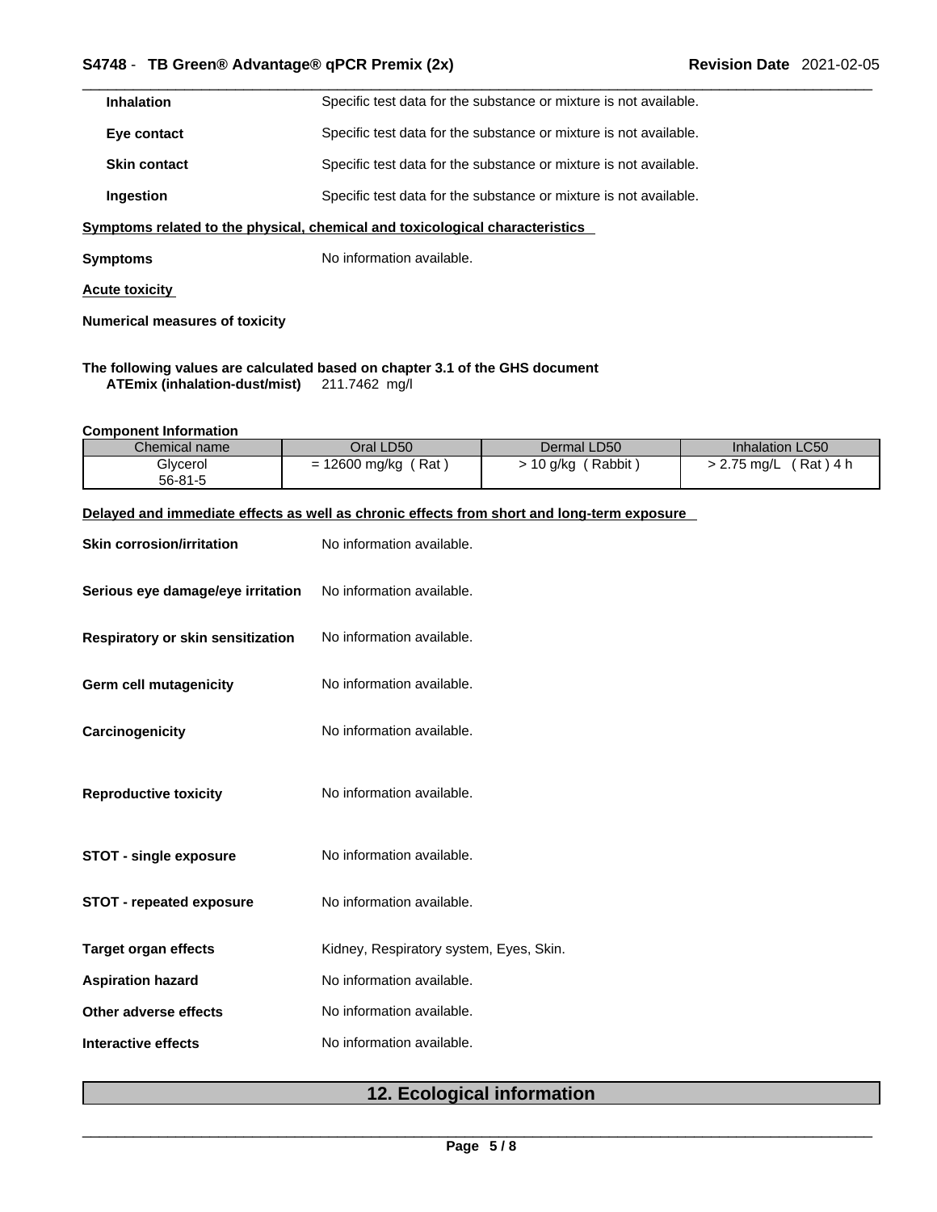**Inhalation** Specific test data for the substance or mixture is not available.

**Eye contact** Specific test data for the substance or mixture is not available.

**Skin contact** Specific test data for the substance or mixture is not available.

**Ingestion** Specific test data for the substance or mixture is not available.

**Symptoms related to the physical, chemical and toxicological characteristics**

**Symptoms** No information available.

**Acute toxicity**

**Numerical measures of toxicity**

**The following values are calculated based on chapter 3.1 of the GHS document**

**ATEmix (inhalation-dust/mist)** 211.7462 mg/l

**Component Information**

| Chemical name | Oral LD50 | Dermal LD50 | Inhalation LC50 |
|---|---|---|---|
| Glycerol 56-81-5 | = 12600 mg/kg ( Rat ) | > 10 g/kg ( Rabbit ) | > 2.75 mg/L ( Rat ) 4 h |

**Delayed and immediate effects as well as chronic effects from short and long-term exposure**

**Skin corrosion/irritation** No information available.

**Serious eye damage/eye irritation** No information available.

**Respiratory or skin sensitization** No information available.

**Germ cell mutagenicity** No information available.

**Carcinogenicity** No information available.

**Reproductive toxicity** No information available.

**STOT - single exposure** No information available.

**STOT - repeated exposure** No information available.

**Target organ effects** Kidney, Respiratory system, Eyes, Skin.

**Aspiration hazard** No information available.

**Other adverse effects** No information available.

**Interactive effects** No information available.

## 12. Ecological information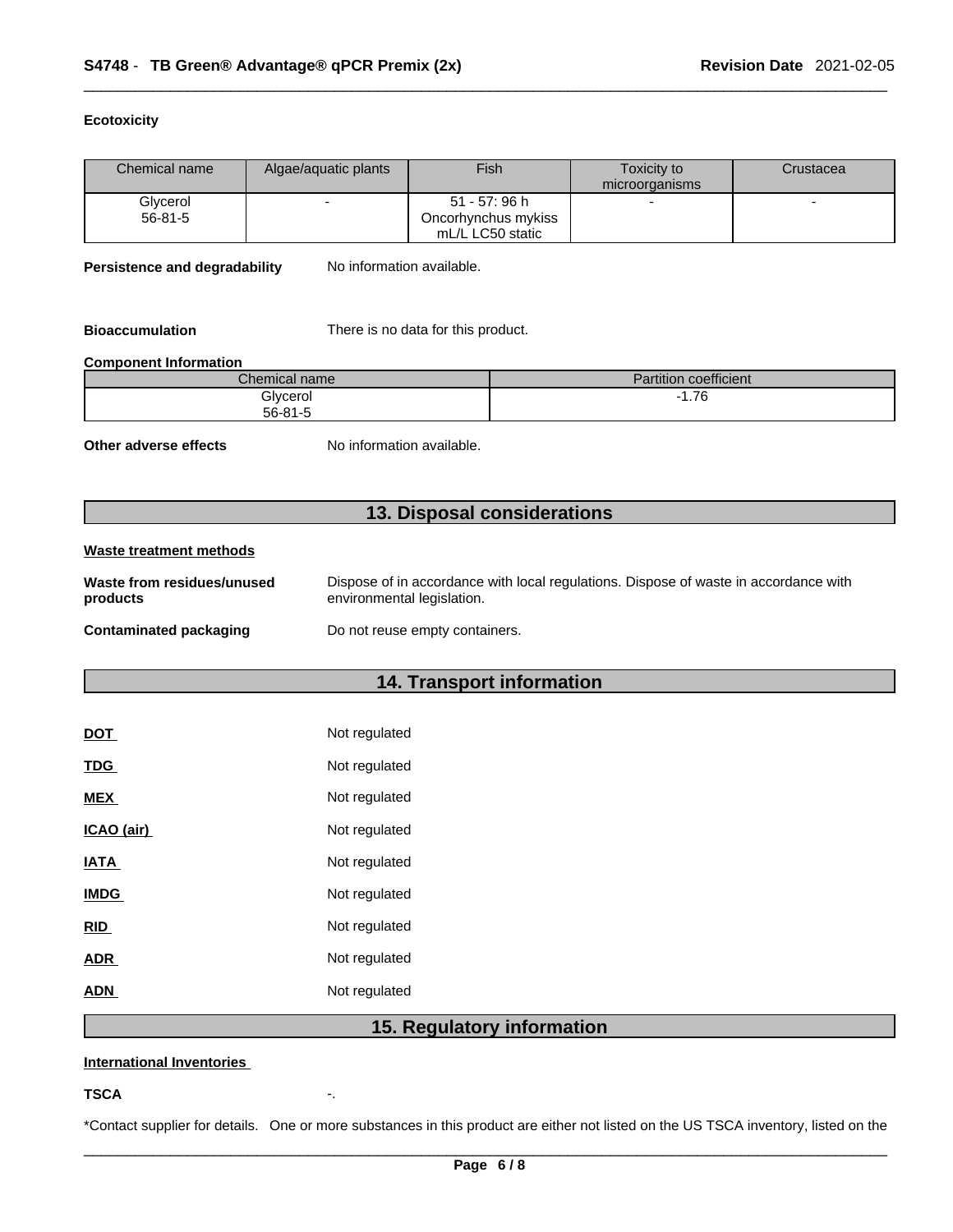**Ecotoxicity**

| Chemical name | Algae/aquatic plants | Fish | Toxicity to microorganisms | Crustacea |
| --- | --- | --- | --- | --- |
| Glycerol<br>56-81-5 | - | 51 - 57: 96 h<br>Oncorhynchus mykiss<br>mL/L LC50 static | - | - |

**Persistence and degradability** No information available.

**Bioaccumulation** There is no data for this product.

**Component Information**

| Chemical name | Partition coefficient |
| --- | --- |
| Glycerol<br>56-81-5 | -1.76 |

**Other adverse effects** No information available.

## 13. Disposal considerations

**Waste treatment methods**

**Waste from residues/unused products** Dispose of in accordance with local regulations. Dispose of waste in accordance with environmental legislation.

**Contaminated packaging** Do not reuse empty containers.

## 14. Transport information

**DOT** Not regulated

**TDG** Not regulated

**MEX** Not regulated

**ICAO (air)** Not regulated

**IATA** Not regulated

**IMDG** Not regulated

**RID** Not regulated

**ADR** Not regulated

**ADN** Not regulated

## 15. Regulatory information

**International Inventories**

**TSCA** -.

*Contact supplier for details. One or more substances in this product are either not listed on the US TSCA inventory, listed on the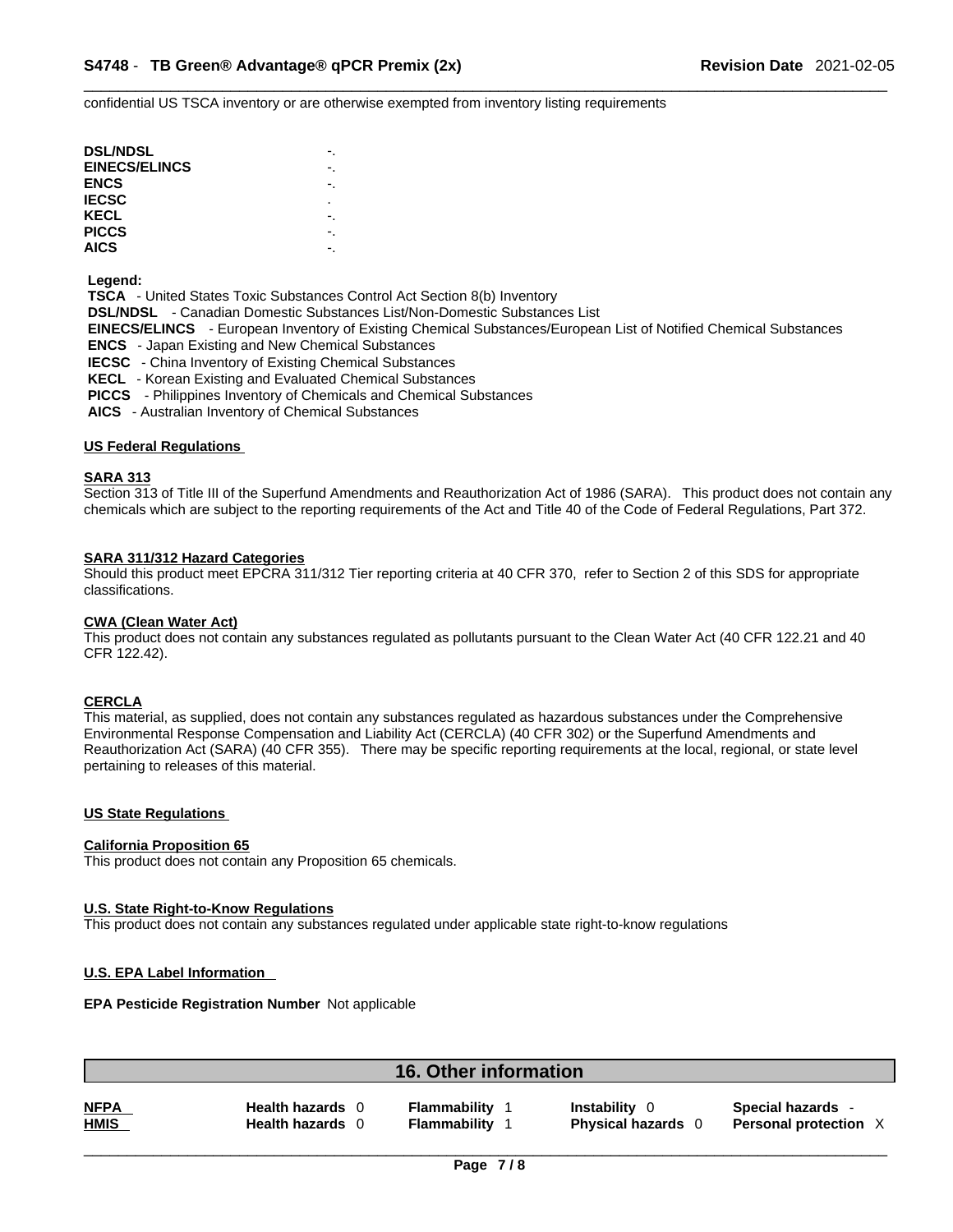confidential US TSCA inventory or are otherwise exempted from inventory listing requirements

| | |
|---|---|
| **DSL/NDSL** | -. |
| **EINECS/ELINCS** | -. |
| **ENCS** | -. |
| **IECSC** | . |
| **KECL** | -. |
| **PICCS** | -. |
| **AICS** | -. |

**Legend:**

**TSCA** - United States Toxic Substances Control Act Section 8(b) Inventory
**DSL/NDSL** - Canadian Domestic Substances List/Non-Domestic Substances List
**EINECS/ELINCS** - European Inventory of Existing Chemical Substances/European List of Notified Chemical Substances
**ENCS** - Japan Existing and New Chemical Substances
**IECSC** - China Inventory of Existing Chemical Substances
**KECL** - Korean Existing and Evaluated Chemical Substances
**PICCS** - Philippines Inventory of Chemicals and Chemical Substances
**AICS** - Australian Inventory of Chemical Substances

**US Federal Regulations**

**SARA 313**

Section 313 of Title III of the Superfund Amendments and Reauthorization Act of 1986 (SARA). This product does not contain any chemicals which are subject to the reporting requirements of the Act and Title 40 of the Code of Federal Regulations, Part 372.

**SARA 311/312 Hazard Categories**

Should this product meet EPCRA 311/312 Tier reporting criteria at 40 CFR 370, refer to Section 2 of this SDS for appropriate classifications.

**CWA (Clean Water Act)**

This product does not contain any substances regulated as pollutants pursuant to the Clean Water Act (40 CFR 122.21 and 40 CFR 122.42).

**CERCLA**

This material, as supplied, does not contain any substances regulated as hazardous substances under the Comprehensive Environmental Response Compensation and Liability Act (CERCLA) (40 CFR 302) or the Superfund Amendments and Reauthorization Act (SARA) (40 CFR 355). There may be specific reporting requirements at the local, regional, or state level pertaining to releases of this material.

**US State Regulations**

**California Proposition 65**

This product does not contain any Proposition 65 chemicals.

**U.S. State Right-to-Know Regulations**

This product does not contain any substances regulated under applicable state right-to-know regulations

**U.S. EPA Label Information**

**EPA Pesticide Registration Number** Not applicable

## 16. Other information

| | | | | |
|---|---|---|---|---|
| **NFPA** | **Health hazards** 0 | **Flammability** 1 | **Instability** 0 | **Special hazards** - |
| **HMIS** | **Health hazards** 0 | **Flammability** 1 | **Physical hazards** 0 | **Personal protection** X |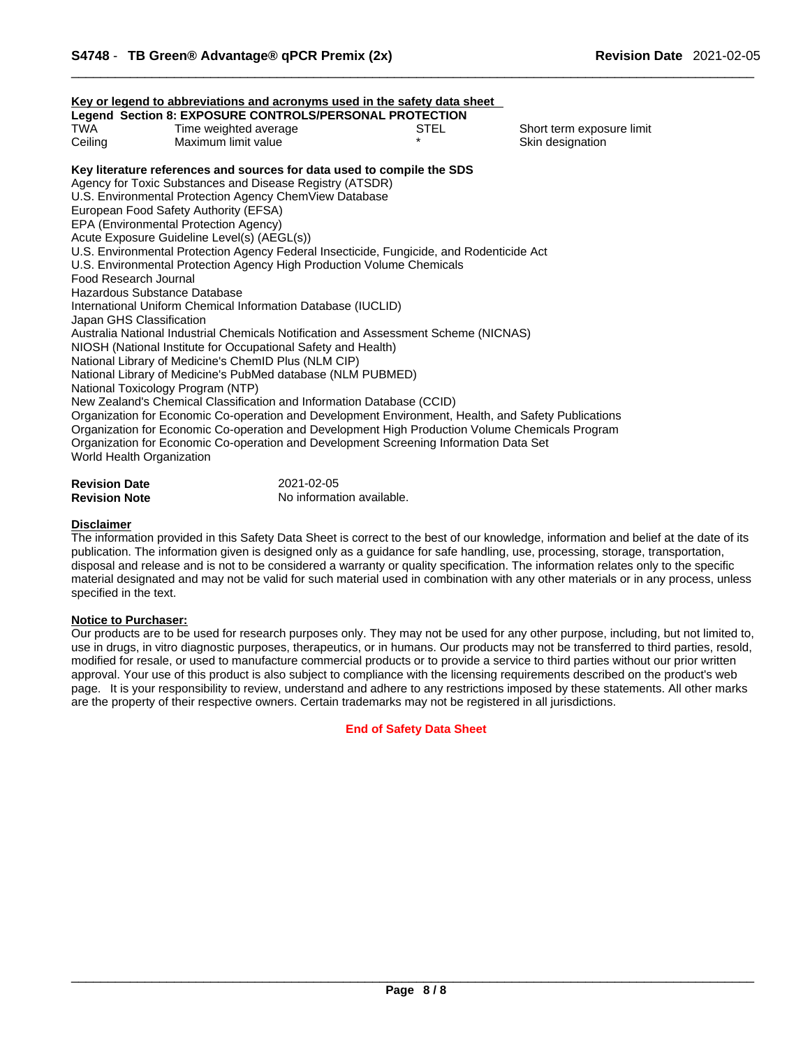**Key or legend to abbreviations and acronyms used in the safety data sheet**

**Legend Section 8: EXPOSURE CONTROLS/PERSONAL PROTECTION**

| | | | |
|---|---|---|---|
| TWA | Time weighted average | STEL | Short term exposure limit |
| Ceiling | Maximum limit value | * | Skin designation |

**Key literature references and sources for data used to compile the SDS**

Agency for Toxic Substances and Disease Registry (ATSDR)
U.S. Environmental Protection Agency ChemView Database
European Food Safety Authority (EFSA)
EPA (Environmental Protection Agency)
Acute Exposure Guideline Level(s) (AEGL(s))
U.S. Environmental Protection Agency Federal Insecticide, Fungicide, and Rodenticide Act
U.S. Environmental Protection Agency High Production Volume Chemicals
Food Research Journal
Hazardous Substance Database
International Uniform Chemical Information Database (IUCLID)
Japan GHS Classification
Australia National Industrial Chemicals Notification and Assessment Scheme (NICNAS)
NIOSH (National Institute for Occupational Safety and Health)
National Library of Medicine's ChemID Plus (NLM CIP)
National Library of Medicine's PubMed database (NLM PUBMED)
National Toxicology Program (NTP)
New Zealand's Chemical Classification and Information Database (CCID)
Organization for Economic Co-operation and Development Environment, Health, and Safety Publications
Organization for Economic Co-operation and Development High Production Volume Chemicals Program
Organization for Economic Co-operation and Development Screening Information Data Set
World Health Organization

| | |
|---|---|
| **Revision Date** | 2021-02-05 |
| **Revision Note** | No information available. |

**Disclaimer**

The information provided in this Safety Data Sheet is correct to the best of our knowledge, information and belief at the date of its publication. The information given is designed only as a guidance for safe handling, use, processing, storage, transportation, disposal and release and is not to be considered a warranty or quality specification. The information relates only to the specific material designated and may not be valid for such material used in combination with any other materials or in any process, unless specified in the text.

**Notice to Purchaser:**

Our products are to be used for research purposes only. They may not be used for any other purpose, including, but not limited to, use in drugs, in vitro diagnostic purposes, therapeutics, or in humans. Our products may not be transferred to third parties, resold, modified for resale, or used to manufacture commercial products or to provide a service to third parties without our prior written approval. Your use of this product is also subject to compliance with the licensing requirements described on the product's web page. It is your responsibility to review, understand and adhere to any restrictions imposed by these statements. All other marks are the property of their respective owners. Certain trademarks may not be registered in all jurisdictions.

**End of Safety Data Sheet**